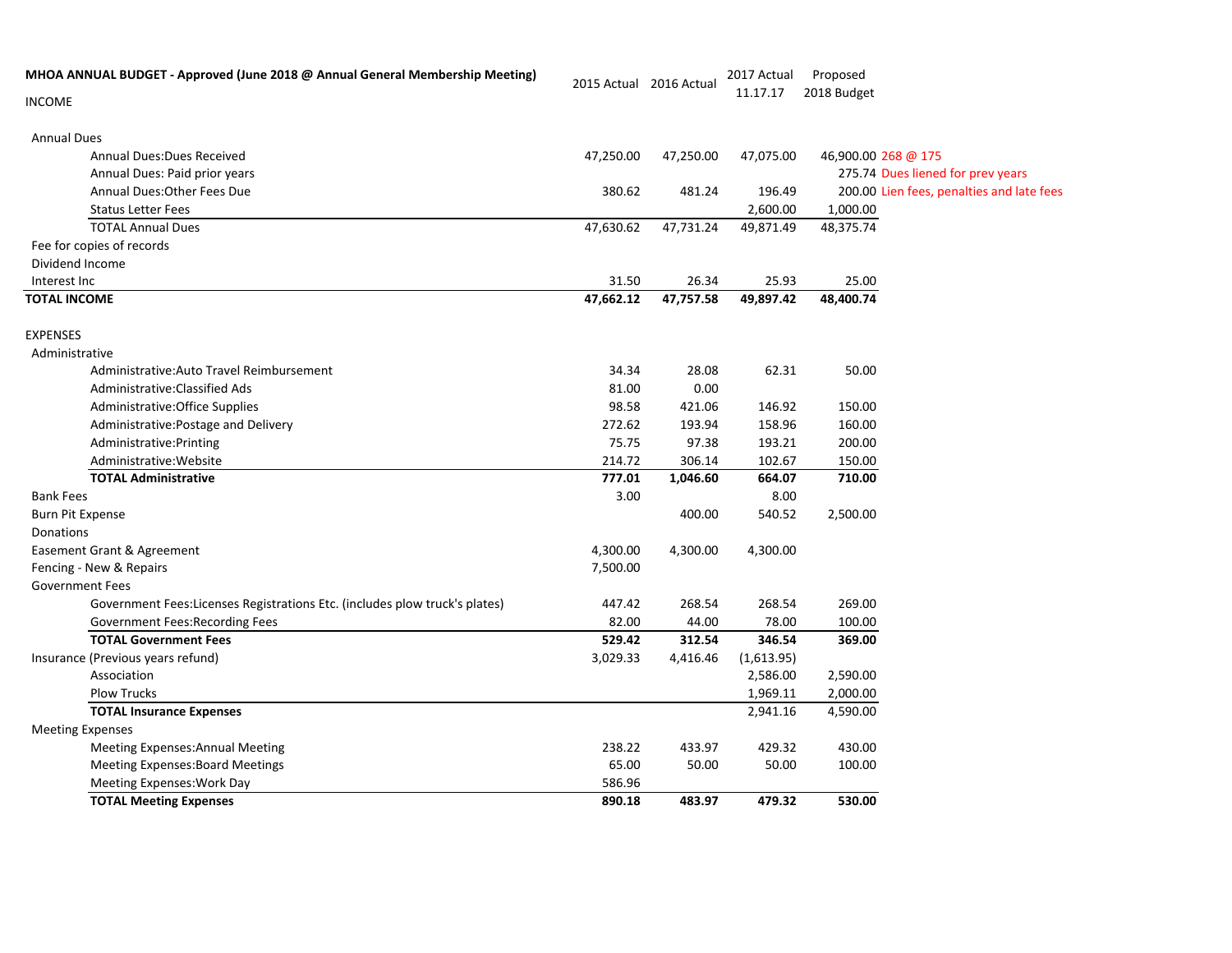| MHOA ANNUAL BUDGET - Approved (June 2018 @ Annual General Membership Meeting) | 2015 Actual | 2016 Actual | 2017 Actual 11.17.17 | Proposed 2018 Budget | |
|---|---|---|---|---|---|
| INCOME | | | | | |
| Annual Dues | | | | | |
| Annual Dues:Dues Received | 47,250.00 | 47,250.00 | 47,075.00 | 46,900.00 | 268 @ 175 |
| Annual Dues: Paid prior years | | | | 275.74 | Dues liened for prev years |
| Annual Dues:Other Fees Due | 380.62 | 481.24 | 196.49 | 200.00 | Lien fees, penalties and late fees |
| Status Letter Fees | | | 2,600.00 | 1,000.00 | |
| TOTAL Annual Dues | 47,630.62 | 47,731.24 | 49,871.49 | 48,375.74 | |
| Fee for copies of records | | | | | |
| Dividend Income | | | | | |
| Interest Inc | 31.50 | 26.34 | 25.93 | 25.00 | |
| **TOTAL INCOME** | **47,662.12** | **47,757.58** | **49,897.42** | **48,400.74** | |
| EXPENSES | | | | | |
| Administrative | | | | | |
| Administrative:Auto Travel Reimbursement | 34.34 | 28.08 | 62.31 | 50.00 | |
| Administrative:Classified Ads | 81.00 | 0.00 | | | |
| Administrative:Office Supplies | 98.58 | 421.06 | 146.92 | 150.00 | |
| Administrative:Postage and Delivery | 272.62 | 193.94 | 158.96 | 160.00 | |
| Administrative:Printing | 75.75 | 97.38 | 193.21 | 200.00 | |
| Administrative:Website | 214.72 | 306.14 | 102.67 | 150.00 | |
| **TOTAL Administrative** | **777.01** | **1,046.60** | **664.07** | **710.00** | |
| Bank Fees | 3.00 | | 8.00 | | |
| Burn Pit Expense | | 400.00 | 540.52 | 2,500.00 | |
| Donations | | | | | |
| Easement Grant & Agreement | 4,300.00 | 4,300.00 | 4,300.00 | | |
| Fencing - New & Repairs | 7,500.00 | | | | |
| Government Fees | | | | | |
| Government Fees:Licenses Registrations Etc. (includes plow truck's plates) | 447.42 | 268.54 | 268.54 | 269.00 | |
| Government Fees:Recording Fees | 82.00 | 44.00 | 78.00 | 100.00 | |
| **TOTAL Government Fees** | **529.42** | **312.54** | **346.54** | **369.00** | |
| Insurance (Previous years refund) | 3,029.33 | 4,416.46 | (1,613.95) | | |
| Association | | | 2,586.00 | 2,590.00 | |
| Plow Trucks | | | 1,969.11 | 2,000.00 | |
| **TOTAL Insurance Expenses** | | | 2,941.16 | 4,590.00 | |
| Meeting Expenses | | | | | |
| Meeting Expenses:Annual Meeting | 238.22 | 433.97 | 429.32 | 430.00 | |
| Meeting Expenses:Board Meetings | 65.00 | 50.00 | 50.00 | 100.00 | |
| Meeting Expenses:Work Day | 586.96 | | | | |
| **TOTAL Meeting Expenses** | **890.18** | **483.97** | **479.32** | **530.00** | |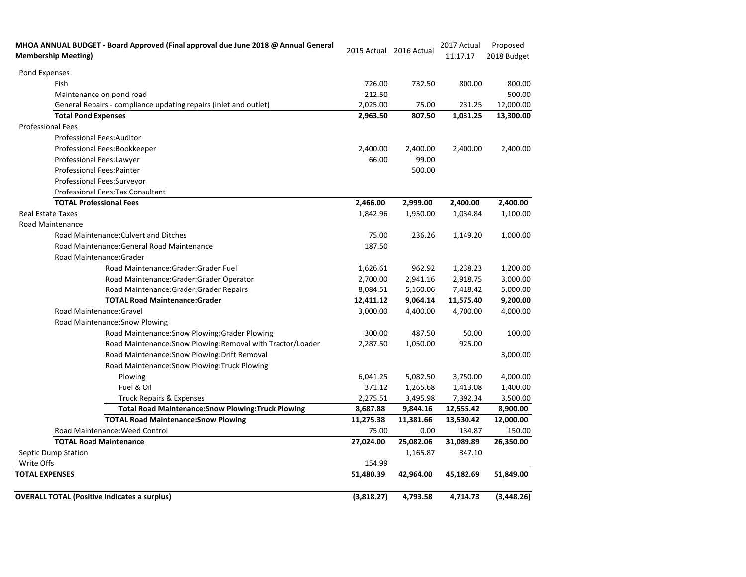| MHOA ANNUAL BUDGET - Board Approved (Final approval due June 2018 @ Annual General Membership Meeting) | 2015 Actual | 2016 Actual | 2017 Actual 11.17.17 | Proposed 2018 Budget |
|---|---|---|---|---|
| Pond Expenses | | | | |
| Fish | 726.00 | 732.50 | 800.00 | 800.00 |
| Maintenance on pond road | 212.50 | | | 500.00 |
| General Repairs - compliance updating repairs (inlet and outlet) | 2,025.00 | 75.00 | 231.25 | 12,000.00 |
| **Total Pond Expenses** | **2,963.50** | **807.50** | **1,031.25** | **13,300.00** |
| Professional Fees | | | | |
| Professional Fees:Auditor | | | | |
| Professional Fees:Bookkeeper | 2,400.00 | 2,400.00 | 2,400.00 | 2,400.00 |
| Professional Fees:Lawyer | 66.00 | 99.00 | | |
| Professional Fees:Painter | | 500.00 | | |
| Professional Fees:Surveyor | | | | |
| Professional Fees:Tax Consultant | | | | |
| **TOTAL Professional Fees** | **2,466.00** | **2,999.00** | **2,400.00** | **2,400.00** |
| Real Estate Taxes | 1,842.96 | 1,950.00 | 1,034.84 | 1,100.00 |
| Road Maintenance | | | | |
| Road Maintenance:Culvert and Ditches | 75.00 | 236.26 | 1,149.20 | 1,000.00 |
| Road Maintenance:General Road Maintenance | 187.50 | | | |
| Road Maintenance:Grader | | | | |
| Road Maintenance:Grader:Grader Fuel | 1,626.61 | 962.92 | 1,238.23 | 1,200.00 |
| Road Maintenance:Grader:Grader Operator | 2,700.00 | 2,941.16 | 2,918.75 | 3,000.00 |
| Road Maintenance:Grader:Grader Repairs | 8,084.51 | 5,160.06 | 7,418.42 | 5,000.00 |
| **TOTAL Road Maintenance:Grader** | **12,411.12** | **9,064.14** | **11,575.40** | **9,200.00** |
| Road Maintenance:Gravel | 3,000.00 | 4,400.00 | 4,700.00 | 4,000.00 |
| Road Maintenance:Snow Plowing | | | | |
| Road Maintenance:Snow Plowing:Grader Plowing | 300.00 | 487.50 | 50.00 | 100.00 |
| Road Maintenance:Snow Plowing:Removal with Tractor/Loader | 2,287.50 | 1,050.00 | 925.00 | |
| Road Maintenance:Snow Plowing:Drift Removal | | | | 3,000.00 |
| Road Maintenance:Snow Plowing:Truck Plowing | | | | |
| Plowing | 6,041.25 | 5,082.50 | 3,750.00 | 4,000.00 |
| Fuel & Oil | 371.12 | 1,265.68 | 1,413.08 | 1,400.00 |
| Truck Repairs & Expenses | 2,275.51 | 3,495.98 | 7,392.34 | 3,500.00 |
| **Total Road Maintenance:Snow Plowing:Truck Plowing** | **8,687.88** | **9,844.16** | **12,555.42** | **8,900.00** |
| **TOTAL Road Maintenance:Snow Plowing** | **11,275.38** | **11,381.66** | **13,530.42** | **12,000.00** |
| Road Maintenance:Weed Control | 75.00 | 0.00 | 134.87 | 150.00 |
| **TOTAL Road Maintenance** | **27,024.00** | **25,082.06** | **31,089.89** | **26,350.00** |
| Septic Dump Station | | 1,165.87 | 347.10 | |
| Write Offs | 154.99 | | | |
| **TOTAL EXPENSES** | **51,480.39** | **42,964.00** | **45,182.69** | **51,849.00** |
| **OVERALL TOTAL (Positive indicates a surplus)** | **(3,818.27)** | **4,793.58** | **4,714.73** | **(3,448.26)** |